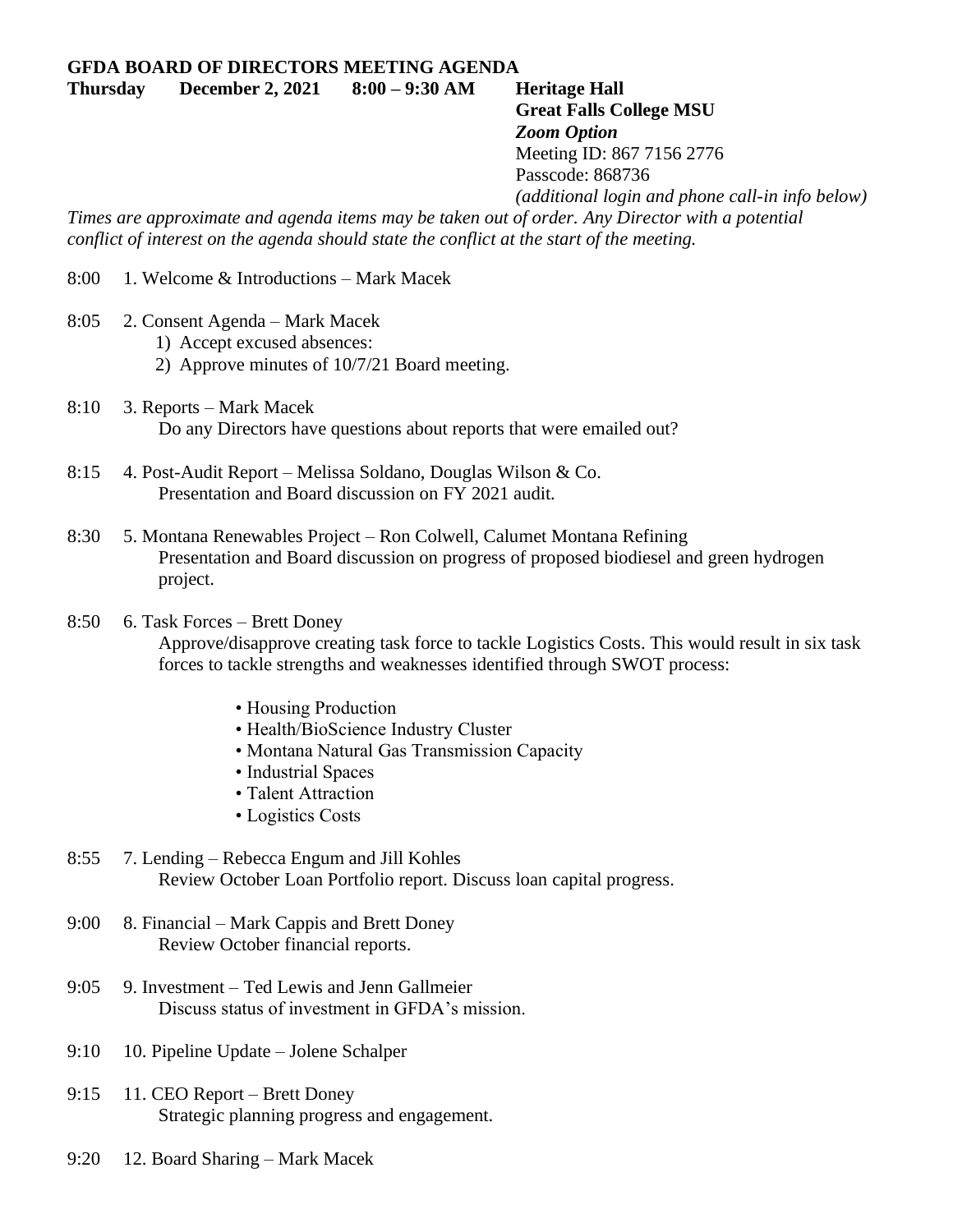**GFDA BOARD OF DIRECTORS MEETING AGENDA**

**Thursday December 2, 2021 8:00 – 9:30 AM**

**Heritage Hall**
**Great Falls College MSU**
***Zoom Option***
Meeting ID: 867 7156 2776
Passcode: 868736
*(additional login and phone call-in info below)*

*Times are approximate and agenda items may be taken out of order. Any Director with a potential conflict of interest on the agenda should state the conflict at the start of the meeting.*

8:00 1. Welcome & Introductions – Mark Macek

8:05 2. Consent Agenda – Mark Macek
1) Accept excused absences:
2) Approve minutes of 10/7/21 Board meeting.

8:10 3. Reports – Mark Macek
Do any Directors have questions about reports that were emailed out?

8:15 4. Post-Audit Report – Melissa Soldano, Douglas Wilson & Co.
Presentation and Board discussion on FY 2021 audit.

8:30 5. Montana Renewables Project – Ron Colwell, Calumet Montana Refining
Presentation and Board discussion on progress of proposed biodiesel and green hydrogen project.

8:50 6. Task Forces – Brett Doney
Approve/disapprove creating task force to tackle Logistics Costs. This would result in six task forces to tackle strengths and weaknesses identified through SWOT process:

- Housing Production
- Health/BioScience Industry Cluster
- Montana Natural Gas Transmission Capacity
- Industrial Spaces
- Talent Attraction
- Logistics Costs

8:55 7. Lending – Rebecca Engum and Jill Kohles
Review October Loan Portfolio report. Discuss loan capital progress.

9:00 8. Financial – Mark Cappis and Brett Doney
Review October financial reports.

9:05 9. Investment – Ted Lewis and Jenn Gallmeier
Discuss status of investment in GFDA's mission.

9:10 10. Pipeline Update – Jolene Schalper

9:15 11. CEO Report – Brett Doney
Strategic planning progress and engagement.

9:20 12. Board Sharing – Mark Macek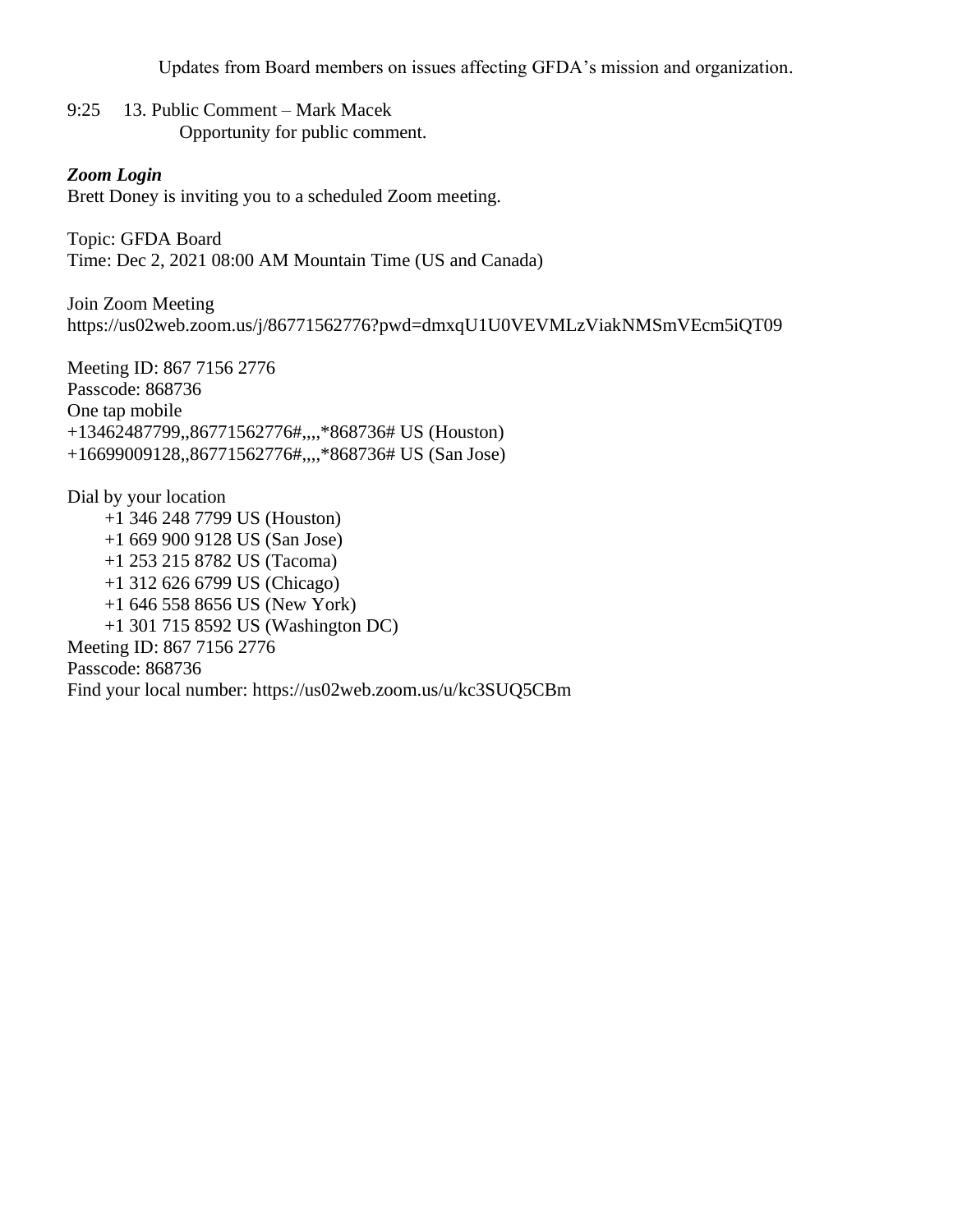Updates from Board members on issues affecting GFDA's mission and organization.

9:25 13. Public Comment – Mark Macek
Opportunity for public comment.

***Zoom Login***
Brett Doney is inviting you to a scheduled Zoom meeting.

Topic: GFDA Board
Time: Dec 2, 2021 08:00 AM Mountain Time (US and Canada)

Join Zoom Meeting
https://us02web.zoom.us/j/86771562776?pwd=dmxqU1U0VEVMLzViakNMSmVEcm5iQT09

Meeting ID: 867 7156 2776
Passcode: 868736
One tap mobile
+13462487799,,86771562776#,,,,*868736# US (Houston)
+16699009128,,86771562776#,,,,*868736# US (San Jose)

Dial by your location
+1 346 248 7799 US (Houston)
+1 669 900 9128 US (San Jose)
+1 253 215 8782 US (Tacoma)
+1 312 626 6799 US (Chicago)
+1 646 558 8656 US (New York)
+1 301 715 8592 US (Washington DC)
Meeting ID: 867 7156 2776
Passcode: 868736
Find your local number: https://us02web.zoom.us/u/kc3SUQ5CBm